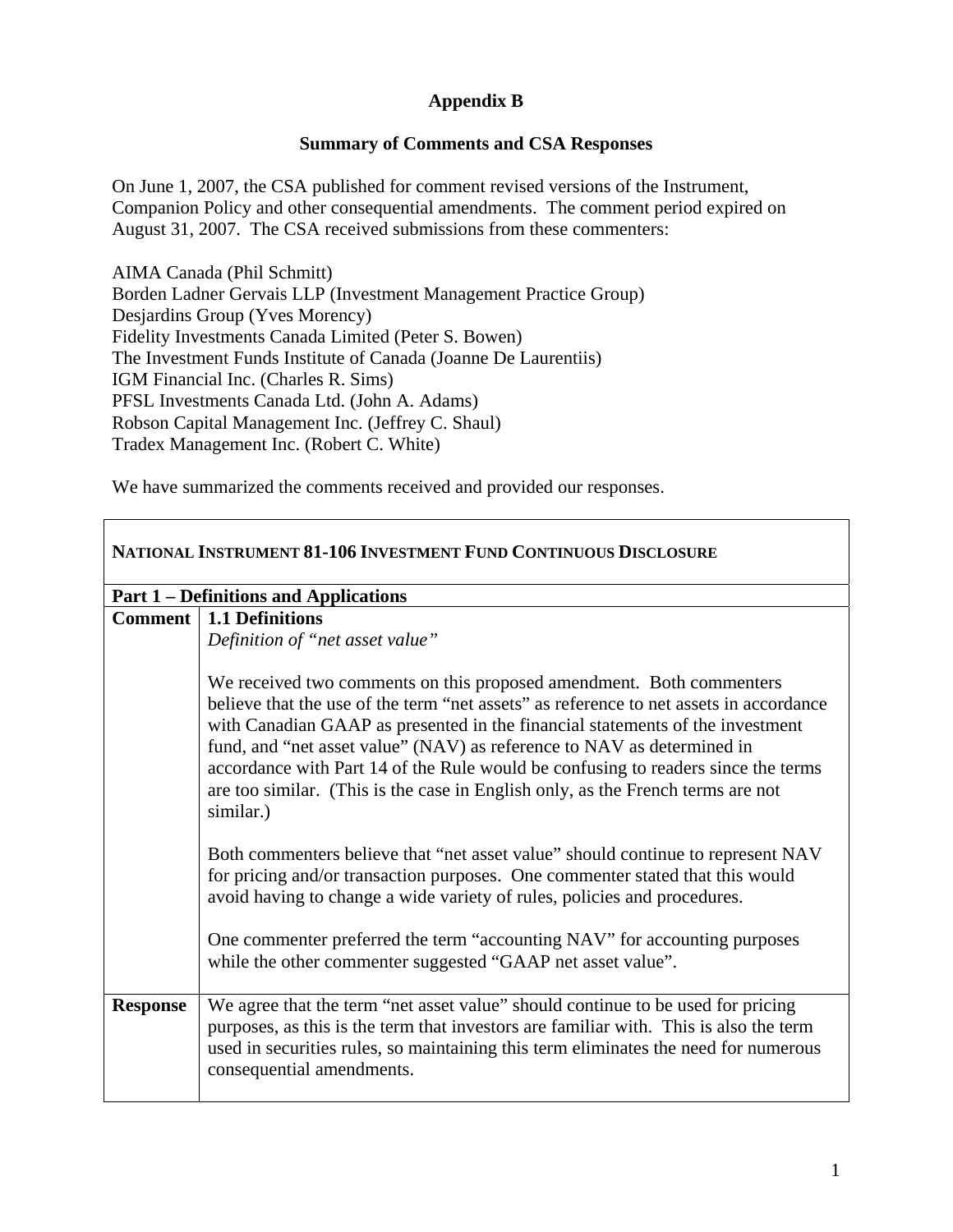**Appendix B**

**Summary of Comments and CSA Responses**

On June 1, 2007, the CSA published for comment revised versions of the Instrument, Companion Policy and other consequential amendments. The comment period expired on August 31, 2007. The CSA received submissions from these commenters:

AIMA Canada (Phil Schmitt)
Borden Ladner Gervais LLP (Investment Management Practice Group)
Desjardins Group (Yves Morency)
Fidelity Investments Canada Limited (Peter S. Bowen)
The Investment Funds Institute of Canada (Joanne De Laurentiis)
IGM Financial Inc. (Charles R. Sims)
PFSL Investments Canada Ltd. (John A. Adams)
Robson Capital Management Inc. (Jeffrey C. Shaul)
Tradex Management Inc. (Robert C. White)

We have summarized the comments received and provided our responses.

| **NATIONAL INSTRUMENT 81-106 INVESTMENT FUND CONTINUOUS DISCLOSURE** | |
|---|---|
| **Part 1 – Definitions and Applications** | |
| **Comment** | **1.1 Definitions**<br>*Definition of "net asset value"*<br><br>We received two comments on this proposed amendment. Both commenters believe that the use of the term "net assets" as reference to net assets in accordance with Canadian GAAP as presented in the financial statements of the investment fund, and "net asset value" (NAV) as reference to NAV as determined in accordance with Part 14 of the Rule would be confusing to readers since the terms are too similar. (This is the case in English only, as the French terms are not similar.)<br><br>Both commenters believe that "net asset value" should continue to represent NAV for pricing and/or transaction purposes. One commenter stated that this would avoid having to change a wide variety of rules, policies and procedures.<br><br>One commenter preferred the term "accounting NAV" for accounting purposes while the other commenter suggested "GAAP net asset value". |
| **Response** | We agree that the term "net asset value" should continue to be used for pricing purposes, as this is the term that investors are familiar with. This is also the term used in securities rules, so maintaining this term eliminates the need for numerous consequential amendments. |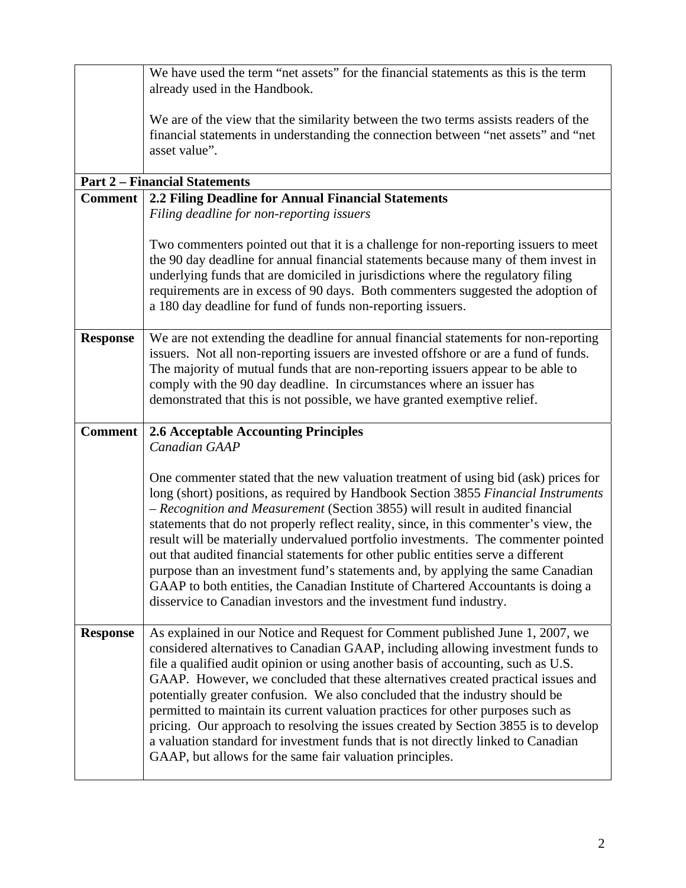| | |
|---|---|
| | We have used the term "net assets" for the financial statements as this is the term already used in the Handbook.<br><br>We are of the view that the similarity between the two terms assists readers of the financial statements in understanding the connection between "net assets" and "net asset value". |
| **Part 2 – Financial Statements** | |
| **Comment** | **2.2 Filing Deadline for Annual Financial Statements**<br>*Filing deadline for non-reporting issuers*<br><br>Two commenters pointed out that it is a challenge for non-reporting issuers to meet the 90 day deadline for annual financial statements because many of them invest in underlying funds that are domiciled in jurisdictions where the regulatory filing requirements are in excess of 90 days. Both commenters suggested the adoption of a 180 day deadline for fund of funds non-reporting issuers. |
| **Response** | We are not extending the deadline for annual financial statements for non-reporting issuers. Not all non-reporting issuers are invested offshore or are a fund of funds. The majority of mutual funds that are non-reporting issuers appear to be able to comply with the 90 day deadline. In circumstances where an issuer has demonstrated that this is not possible, we have granted exemptive relief. |
| **Comment** | **2.6 Acceptable Accounting Principles**<br>*Canadian GAAP*<br><br>One commenter stated that the new valuation treatment of using bid (ask) prices for long (short) positions, as required by Handbook Section 3855 *Financial Instruments – Recognition and Measurement* (Section 3855) will result in audited financial statements that do not properly reflect reality, since, in this commenter's view, the result will be materially undervalued portfolio investments. The commenter pointed out that audited financial statements for other public entities serve a different purpose than an investment fund's statements and, by applying the same Canadian GAAP to both entities, the Canadian Institute of Chartered Accountants is doing a disservice to Canadian investors and the investment fund industry. |
| **Response** | As explained in our Notice and Request for Comment published June 1, 2007, we considered alternatives to Canadian GAAP, including allowing investment funds to file a qualified audit opinion or using another basis of accounting, such as U.S. GAAP. However, we concluded that these alternatives created practical issues and potentially greater confusion. We also concluded that the industry should be permitted to maintain its current valuation practices for other purposes such as pricing. Our approach to resolving the issues created by Section 3855 is to develop a valuation standard for investment funds that is not directly linked to Canadian GAAP, but allows for the same fair valuation principles. |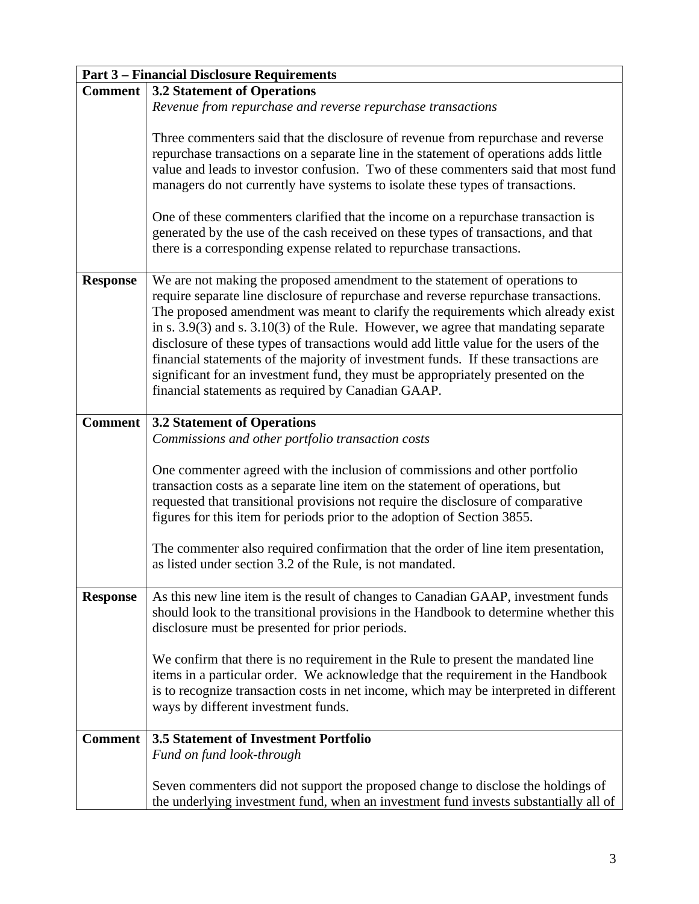| Part 3 – Financial Disclosure Requirements | |
|---|---|
| **Comment** | **3.2 Statement of Operations**<br>*Revenue from repurchase and reverse repurchase transactions*<br><br>Three commenters said that the disclosure of revenue from repurchase and reverse repurchase transactions on a separate line in the statement of operations adds little value and leads to investor confusion. Two of these commenters said that most fund managers do not currently have systems to isolate these types of transactions.<br><br>One of these commenters clarified that the income on a repurchase transaction is generated by the use of the cash received on these types of transactions, and that there is a corresponding expense related to repurchase transactions. |
| **Response** | We are not making the proposed amendment to the statement of operations to require separate line disclosure of repurchase and reverse repurchase transactions. The proposed amendment was meant to clarify the requirements which already exist in s. 3.9(3) and s. 3.10(3) of the Rule. However, we agree that mandating separate disclosure of these types of transactions would add little value for the users of the financial statements of the majority of investment funds. If these transactions are significant for an investment fund, they must be appropriately presented on the financial statements as required by Canadian GAAP. |
| **Comment** | **3.2 Statement of Operations**<br>*Commissions and other portfolio transaction costs*<br><br>One commenter agreed with the inclusion of commissions and other portfolio transaction costs as a separate line item on the statement of operations, but requested that transitional provisions not require the disclosure of comparative figures for this item for periods prior to the adoption of Section 3855.<br><br>The commenter also required confirmation that the order of line item presentation, as listed under section 3.2 of the Rule, is not mandated. |
| **Response** | As this new line item is the result of changes to Canadian GAAP, investment funds should look to the transitional provisions in the Handbook to determine whether this disclosure must be presented for prior periods.<br><br>We confirm that there is no requirement in the Rule to present the mandated line items in a particular order. We acknowledge that the requirement in the Handbook is to recognize transaction costs in net income, which may be interpreted in different ways by different investment funds. |
| **Comment** | **3.5 Statement of Investment Portfolio**<br>*Fund on fund look-through*<br><br>Seven commenters did not support the proposed change to disclose the holdings of the underlying investment fund, when an investment fund invests substantially all of |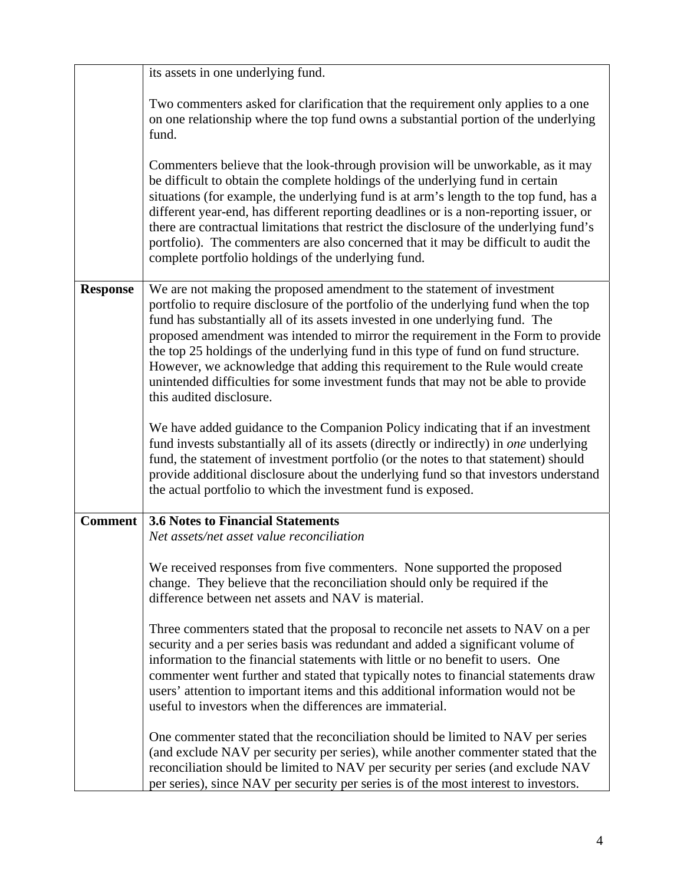| | |
|---|---|
| | its assets in one underlying fund.<br><br>Two commenters asked for clarification that the requirement only applies to a one on one relationship where the top fund owns a substantial portion of the underlying fund.<br><br>Commenters believe that the look-through provision will be unworkable, as it may be difficult to obtain the complete holdings of the underlying fund in certain situations (for example, the underlying fund is at arm's length to the top fund, has a different year-end, has different reporting deadlines or is a non-reporting issuer, or there are contractual limitations that restrict the disclosure of the underlying fund's portfolio). The commenters are also concerned that it may be difficult to audit the complete portfolio holdings of the underlying fund. |
| **Response** | We are not making the proposed amendment to the statement of investment portfolio to require disclosure of the portfolio of the underlying fund when the top fund has substantially all of its assets invested in one underlying fund. The proposed amendment was intended to mirror the requirement in the Form to provide the top 25 holdings of the underlying fund in this type of fund on fund structure. However, we acknowledge that adding this requirement to the Rule would create unintended difficulties for some investment funds that may not be able to provide this audited disclosure.<br><br>We have added guidance to the Companion Policy indicating that if an investment fund invests substantially all of its assets (directly or indirectly) in *one* underlying fund, the statement of investment portfolio (or the notes to that statement) should provide additional disclosure about the underlying fund so that investors understand the actual portfolio to which the investment fund is exposed. |
| **Comment** | **3.6 Notes to Financial Statements**<br>*Net assets/net asset value reconciliation*<br><br>We received responses from five commenters. None supported the proposed change. They believe that the reconciliation should only be required if the difference between net assets and NAV is material.<br><br>Three commenters stated that the proposal to reconcile net assets to NAV on a per security and a per series basis was redundant and added a significant volume of information to the financial statements with little or no benefit to users. One commenter went further and stated that typically notes to financial statements draw users' attention to important items and this additional information would not be useful to investors when the differences are immaterial.<br><br>One commenter stated that the reconciliation should be limited to NAV per series (and exclude NAV per security per series), while another commenter stated that the reconciliation should be limited to NAV per security per series (and exclude NAV per series), since NAV per security per series is of the most interest to investors. |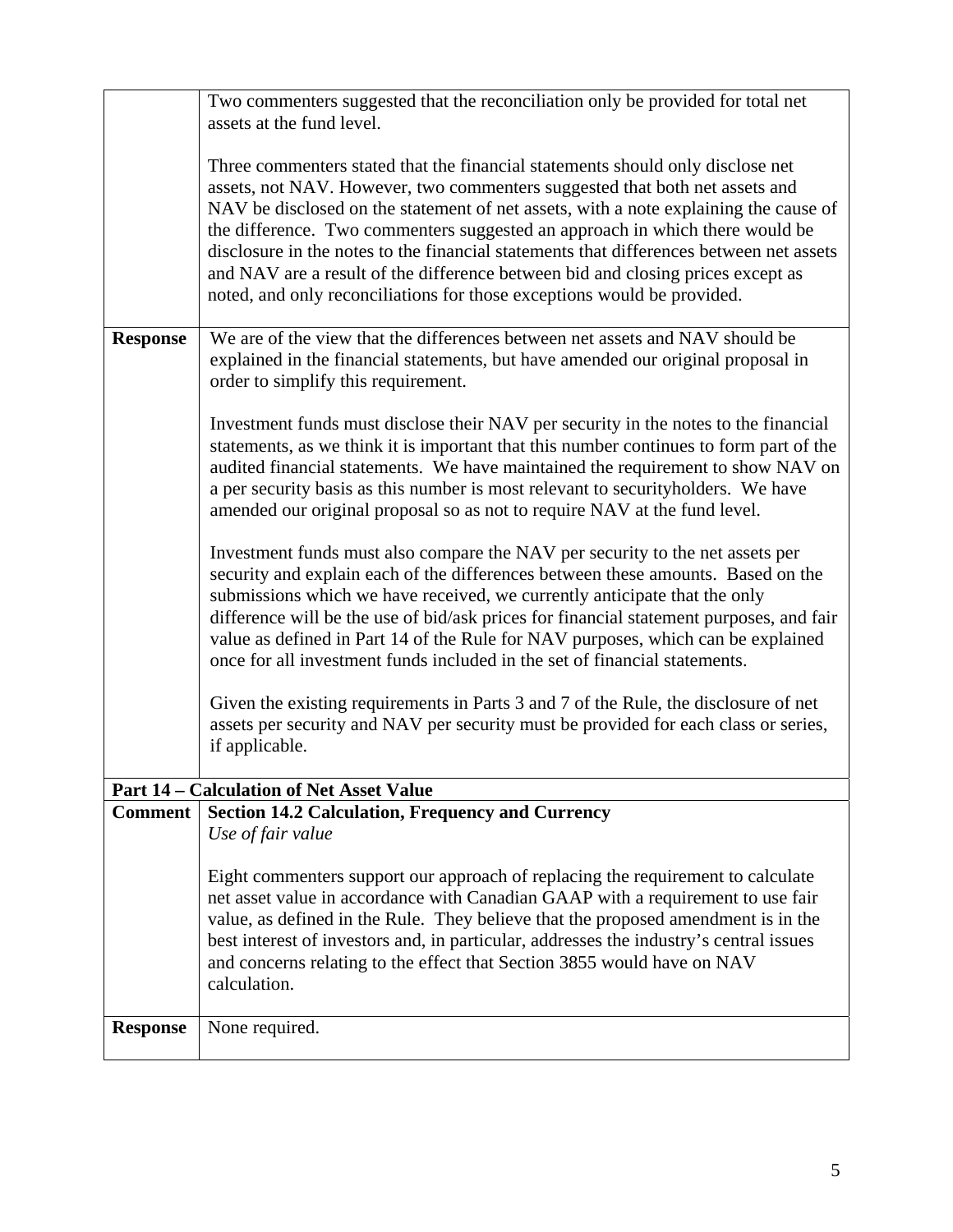| | |
|---|---|
| | Two commenters suggested that the reconciliation only be provided for total net assets at the fund level.<br><br>Three commenters stated that the financial statements should only disclose net assets, not NAV. However, two commenters suggested that both net assets and NAV be disclosed on the statement of net assets, with a note explaining the cause of the difference. Two commenters suggested an approach in which there would be disclosure in the notes to the financial statements that differences between net assets and NAV are a result of the difference between bid and closing prices except as noted, and only reconciliations for those exceptions would be provided. |
| **Response** | We are of the view that the differences between net assets and NAV should be explained in the financial statements, but have amended our original proposal in order to simplify this requirement.<br><br>Investment funds must disclose their NAV per security in the notes to the financial statements, as we think it is important that this number continues to form part of the audited financial statements. We have maintained the requirement to show NAV on a per security basis as this number is most relevant to securityholders. We have amended our original proposal so as not to require NAV at the fund level.<br><br>Investment funds must also compare the NAV per security to the net assets per security and explain each of the differences between these amounts. Based on the submissions which we have received, we currently anticipate that the only difference will be the use of bid/ask prices for financial statement purposes, and fair value as defined in Part 14 of the Rule for NAV purposes, which can be explained once for all investment funds included in the set of financial statements.<br><br>Given the existing requirements in Parts 3 and 7 of the Rule, the disclosure of net assets per security and NAV per security must be provided for each class or series, if applicable. |
| **Part 14 – Calculation of Net Asset Value** | |
| **Comment** | **Section 14.2 Calculation, Frequency and Currency**<br>*Use of fair value*<br><br>Eight commenters support our approach of replacing the requirement to calculate net asset value in accordance with Canadian GAAP with a requirement to use fair value, as defined in the Rule. They believe that the proposed amendment is in the best interest of investors and, in particular, addresses the industry's central issues and concerns relating to the effect that Section 3855 would have on NAV calculation. |
| **Response** | None required. |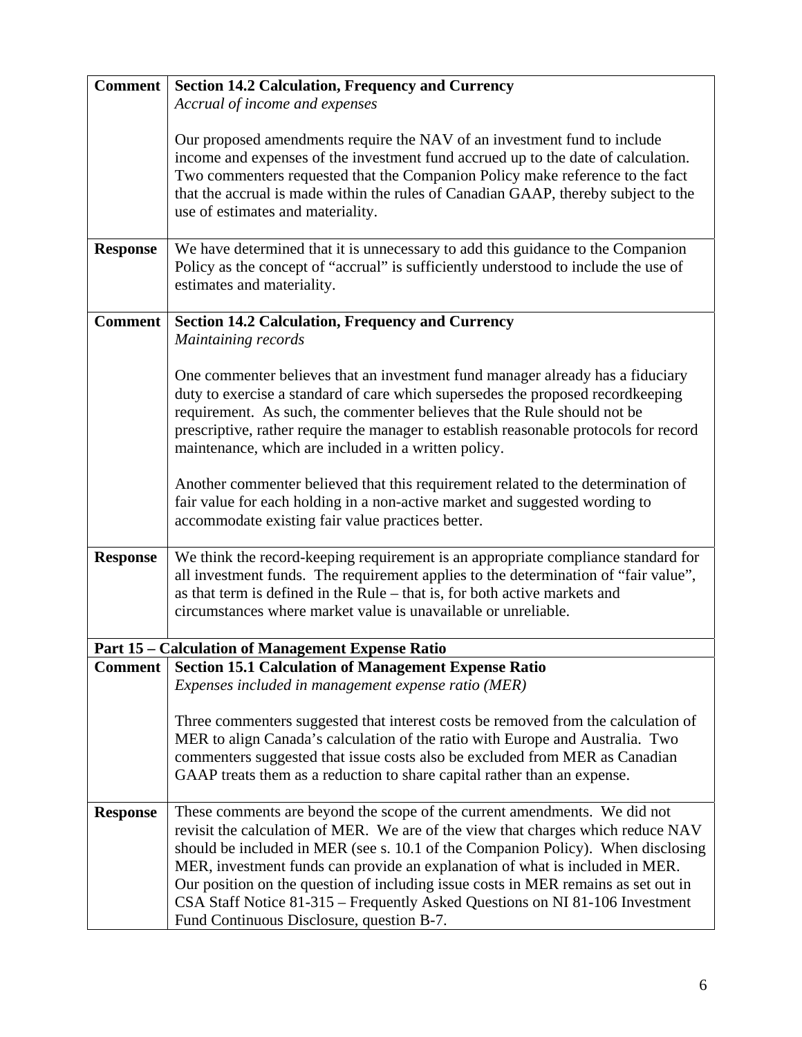| | |
|---|---|
| **Comment** | **Section 14.2 Calculation, Frequency and Currency**<br>*Accrual of income and expenses*<br><br>Our proposed amendments require the NAV of an investment fund to include income and expenses of the investment fund accrued up to the date of calculation. Two commenters requested that the Companion Policy make reference to the fact that the accrual is made within the rules of Canadian GAAP, thereby subject to the use of estimates and materiality. |
| **Response** | We have determined that it is unnecessary to add this guidance to the Companion Policy as the concept of "accrual" is sufficiently understood to include the use of estimates and materiality. |
| **Comment** | **Section 14.2 Calculation, Frequency and Currency**<br>*Maintaining records*<br><br>One commenter believes that an investment fund manager already has a fiduciary duty to exercise a standard of care which supersedes the proposed recordkeeping requirement. As such, the commenter believes that the Rule should not be prescriptive, rather require the manager to establish reasonable protocols for record maintenance, which are included in a written policy.<br><br>Another commenter believed that this requirement related to the determination of fair value for each holding in a non-active market and suggested wording to accommodate existing fair value practices better. |
| **Response** | We think the record-keeping requirement is an appropriate compliance standard for all investment funds. The requirement applies to the determination of "fair value", as that term is defined in the Rule – that is, for both active markets and circumstances where market value is unavailable or unreliable. |
| **Part 15 – Calculation of Management Expense Ratio** | |
| **Comment** | **Section 15.1 Calculation of Management Expense Ratio**<br>*Expenses included in management expense ratio (MER)*<br><br>Three commenters suggested that interest costs be removed from the calculation of MER to align Canada's calculation of the ratio with Europe and Australia. Two commenters suggested that issue costs also be excluded from MER as Canadian GAAP treats them as a reduction to share capital rather than an expense. |
| **Response** | These comments are beyond the scope of the current amendments. We did not revisit the calculation of MER. We are of the view that charges which reduce NAV should be included in MER (see s. 10.1 of the Companion Policy). When disclosing MER, investment funds can provide an explanation of what is included in MER. Our position on the question of including issue costs in MER remains as set out in CSA Staff Notice 81-315 – Frequently Asked Questions on NI 81-106 Investment Fund Continuous Disclosure, question B-7. |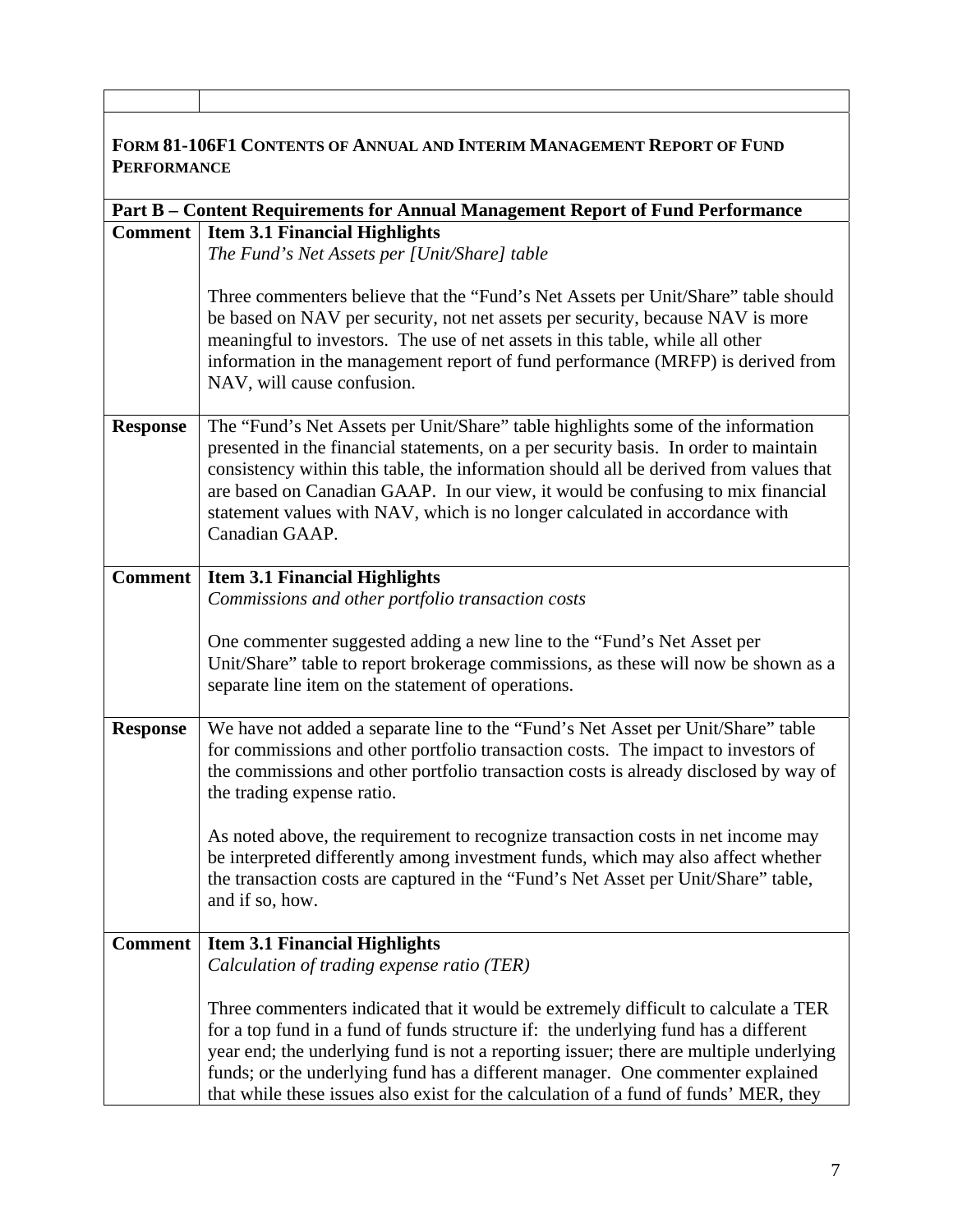| | |
|---|---|
| | |

**FORM 81-106F1 CONTENTS OF ANNUAL AND INTERIM MANAGEMENT REPORT OF FUND PERFORMANCE**

| **Part B – Content Requirements for Annual Management Report of Fund Performance** | |
|---|---|
| **Comment** | **Item 3.1 Financial Highlights**<br>*The Fund's Net Assets per [Unit/Share] table*<br><br>Three commenters believe that the "Fund's Net Assets per Unit/Share" table should be based on NAV per security, not net assets per security, because NAV is more meaningful to investors. The use of net assets in this table, while all other information in the management report of fund performance (MRFP) is derived from NAV, will cause confusion. |
| **Response** | The "Fund's Net Assets per Unit/Share" table highlights some of the information presented in the financial statements, on a per security basis. In order to maintain consistency within this table, the information should all be derived from values that are based on Canadian GAAP. In our view, it would be confusing to mix financial statement values with NAV, which is no longer calculated in accordance with Canadian GAAP. |
| **Comment** | **Item 3.1 Financial Highlights**<br>*Commissions and other portfolio transaction costs*<br><br>One commenter suggested adding a new line to the "Fund's Net Asset per Unit/Share" table to report brokerage commissions, as these will now be shown as a separate line item on the statement of operations. |
| **Response** | We have not added a separate line to the "Fund's Net Asset per Unit/Share" table for commissions and other portfolio transaction costs. The impact to investors of the commissions and other portfolio transaction costs is already disclosed by way of the trading expense ratio.<br><br>As noted above, the requirement to recognize transaction costs in net income may be interpreted differently among investment funds, which may also affect whether the transaction costs are captured in the "Fund's Net Asset per Unit/Share" table, and if so, how. |
| **Comment** | **Item 3.1 Financial Highlights**<br>*Calculation of trading expense ratio (TER)*<br><br>Three commenters indicated that it would be extremely difficult to calculate a TER for a top fund in a fund of funds structure if: the underlying fund has a different year end; the underlying fund is not a reporting issuer; there are multiple underlying funds; or the underlying fund has a different manager. One commenter explained that while these issues also exist for the calculation of a fund of funds' MER, they |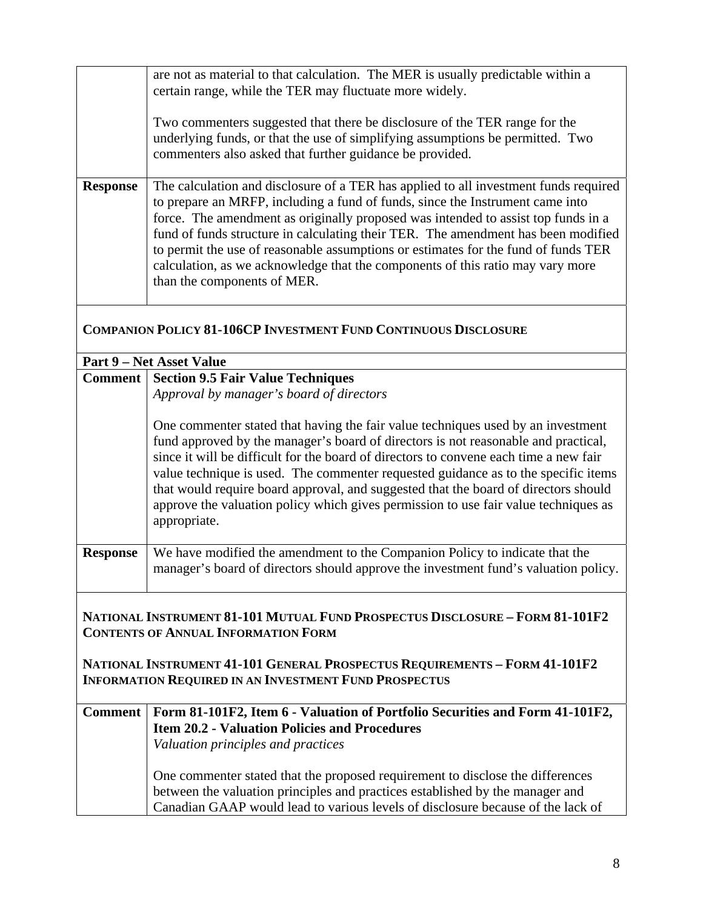| | |
|---|---|
| | are not as material to that calculation. The MER is usually predictable within a certain range, while the TER may fluctuate more widely.<br><br>Two commenters suggested that there be disclosure of the TER range for the underlying funds, or that the use of simplifying assumptions be permitted. Two commenters also asked that further guidance be provided. |
| **Response** | The calculation and disclosure of a TER has applied to all investment funds required to prepare an MRFP, including a fund of funds, since the Instrument came into force. The amendment as originally proposed was intended to assist top funds in a fund of funds structure in calculating their TER. The amendment has been modified to permit the use of reasonable assumptions or estimates for the fund of funds TER calculation, as we acknowledge that the components of this ratio may vary more than the components of MER. |

**COMPANION POLICY 81-106CP INVESTMENT FUND CONTINUOUS DISCLOSURE**

**Part 9 – Net Asset Value**

| | |
|---|---|
| **Comment** | **Section 9.5 Fair Value Techniques**<br>*Approval by manager's board of directors*<br><br>One commenter stated that having the fair value techniques used by an investment fund approved by the manager's board of directors is not reasonable and practical, since it will be difficult for the board of directors to convene each time a new fair value technique is used. The commenter requested guidance as to the specific items that would require board approval, and suggested that the board of directors should approve the valuation policy which gives permission to use fair value techniques as appropriate. |
| **Response** | We have modified the amendment to the Companion Policy to indicate that the manager's board of directors should approve the investment fund's valuation policy. |

**NATIONAL INSTRUMENT 81-101 MUTUAL FUND PROSPECTUS DISCLOSURE – FORM 81-101F2 CONTENTS OF ANNUAL INFORMATION FORM**

**NATIONAL INSTRUMENT 41-101 GENERAL PROSPECTUS REQUIREMENTS – FORM 41-101F2 INFORMATION REQUIRED IN AN INVESTMENT FUND PROSPECTUS**

| | |
|---|---|
| **Comment** | **Form 81-101F2, Item 6 - Valuation of Portfolio Securities and Form 41-101F2, Item 20.2 - Valuation Policies and Procedures**<br>*Valuation principles and practices*<br><br>One commenter stated that the proposed requirement to disclose the differences between the valuation principles and practices established by the manager and Canadian GAAP would lead to various levels of disclosure because of the lack of |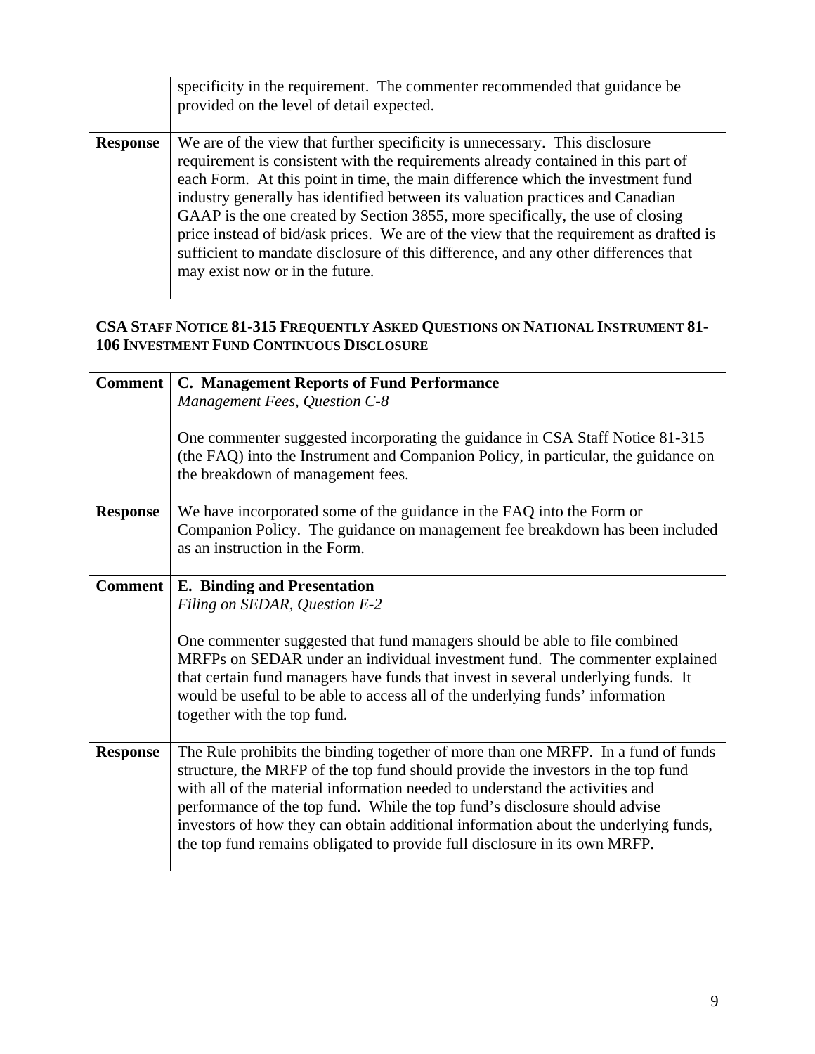| | |
|---|---|
| | specificity in the requirement. The commenter recommended that guidance be provided on the level of detail expected. |
| **Response** | We are of the view that further specificity is unnecessary. This disclosure requirement is consistent with the requirements already contained in this part of each Form. At this point in time, the main difference which the investment fund industry generally has identified between its valuation practices and Canadian GAAP is the one created by Section 3855, more specifically, the use of closing price instead of bid/ask prices. We are of the view that the requirement as drafted is sufficient to mandate disclosure of this difference, and any other differences that may exist now or in the future. |

**CSA STAFF NOTICE 81-315 FREQUENTLY ASKED QUESTIONS ON NATIONAL INSTRUMENT 81-106 INVESTMENT FUND CONTINUOUS DISCLOSURE**

| | |
|---|---|
| **Comment** | **C. Management Reports of Fund Performance**<br>*Management Fees, Question C-8*<br><br>One commenter suggested incorporating the guidance in CSA Staff Notice 81-315 (the FAQ) into the Instrument and Companion Policy, in particular, the guidance on the breakdown of management fees. |
| **Response** | We have incorporated some of the guidance in the FAQ into the Form or Companion Policy. The guidance on management fee breakdown has been included as an instruction in the Form. |
| **Comment** | **E. Binding and Presentation**<br>*Filing on SEDAR, Question E-2*<br><br>One commenter suggested that fund managers should be able to file combined MRFPs on SEDAR under an individual investment fund. The commenter explained that certain fund managers have funds that invest in several underlying funds. It would be useful to be able to access all of the underlying funds' information together with the top fund. |
| **Response** | The Rule prohibits the binding together of more than one MRFP. In a fund of funds structure, the MRFP of the top fund should provide the investors in the top fund with all of the material information needed to understand the activities and performance of the top fund. While the top fund's disclosure should advise investors of how they can obtain additional information about the underlying funds, the top fund remains obligated to provide full disclosure in its own MRFP. |